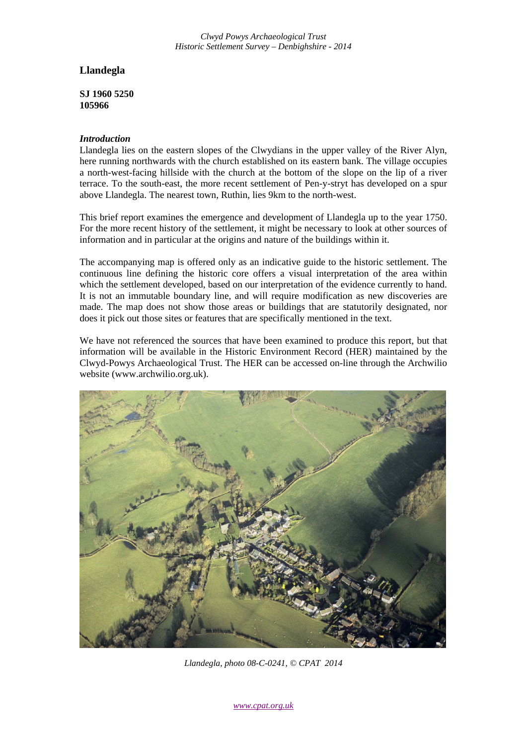# Llandegla

**SJ 1960 5250**
**105966**

### *Introduction*

Llandegla lies on the eastern slopes of the Clwydians in the upper valley of the River Alyn, here running northwards with the church established on its eastern bank. The village occupies a north-west-facing hillside with the church at the bottom of the slope on the lip of a river terrace. To the south-east, the more recent settlement of Pen-y-stryt has developed on a spur above Llandegla. The nearest town, Ruthin, lies 9km to the north-west.

This brief report examines the emergence and development of Llandegla up to the year 1750. For the more recent history of the settlement, it might be necessary to look at other sources of information and in particular at the origins and nature of the buildings within it.

The accompanying map is offered only as an indicative guide to the historic settlement. The continuous line defining the historic core offers a visual interpretation of the area within which the settlement developed, based on our interpretation of the evidence currently to hand. It is not an immutable boundary line, and will require modification as new discoveries are made. The map does not show those areas or buildings that are statutorily designated, nor does it pick out those sites or features that are specifically mentioned in the text.

We have not referenced the sources that have been examined to produce this report, but that information will be available in the Historic Environment Record (HER) maintained by the Clwyd-Powys Archaeological Trust. The HER can be accessed on-line through the Archwilio website (www.archwilio.org.uk).

*Llandegla, photo 08-C-0241, © CPAT 2014*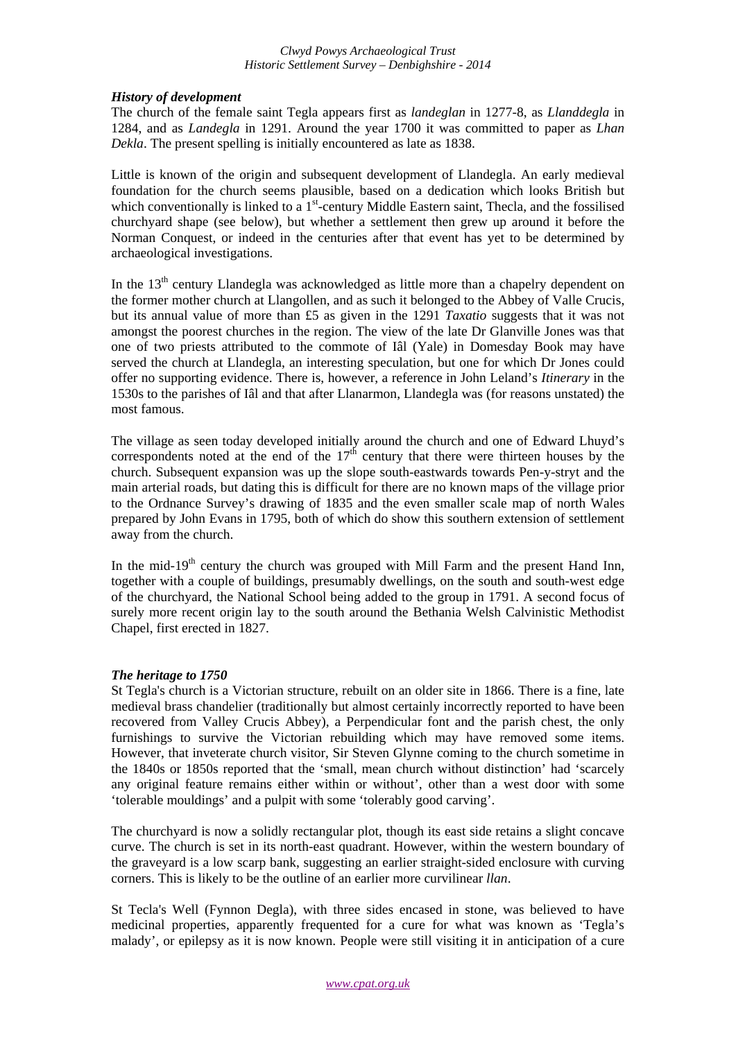### *History of development*

The church of the female saint Tegla appears first as *landeglan* in 1277-8, as *Llanddegla* in 1284, and as *Landegla* in 1291. Around the year 1700 it was committed to paper as *Lhan Dekla*. The present spelling is initially encountered as late as 1838.

Little is known of the origin and subsequent development of Llandegla. An early medieval foundation for the church seems plausible, based on a dedication which looks British but which conventionally is linked to a 1st-century Middle Eastern saint, Thecla, and the fossilised churchyard shape (see below), but whether a settlement then grew up around it before the Norman Conquest, or indeed in the centuries after that event has yet to be determined by archaeological investigations.

In the 13th century Llandegla was acknowledged as little more than a chapelry dependent on the former mother church at Llangollen, and as such it belonged to the Abbey of Valle Crucis, but its annual value of more than £5 as given in the 1291 *Taxatio* suggests that it was not amongst the poorest churches in the region. The view of the late Dr Glanville Jones was that one of two priests attributed to the commote of Iâl (Yale) in Domesday Book may have served the church at Llandegla, an interesting speculation, but one for which Dr Jones could offer no supporting evidence. There is, however, a reference in John Leland's *Itinerary* in the 1530s to the parishes of Iâl and that after Llanarmon, Llandegla was (for reasons unstated) the most famous.

The village as seen today developed initially around the church and one of Edward Lhuyd's correspondents noted at the end of the 17th century that there were thirteen houses by the church. Subsequent expansion was up the slope south-eastwards towards Pen-y-stryt and the main arterial roads, but dating this is difficult for there are no known maps of the village prior to the Ordnance Survey's drawing of 1835 and the even smaller scale map of north Wales prepared by John Evans in 1795, both of which do show this southern extension of settlement away from the church.

In the mid-19th century the church was grouped with Mill Farm and the present Hand Inn, together with a couple of buildings, presumably dwellings, on the south and south-west edge of the churchyard, the National School being added to the group in 1791. A second focus of surely more recent origin lay to the south around the Bethania Welsh Calvinistic Methodist Chapel, first erected in 1827.

### *The heritage to 1750*

St Tegla's church is a Victorian structure, rebuilt on an older site in 1866. There is a fine, late medieval brass chandelier (traditionally but almost certainly incorrectly reported to have been recovered from Valley Crucis Abbey), a Perpendicular font and the parish chest, the only furnishings to survive the Victorian rebuilding which may have removed some items. However, that inveterate church visitor, Sir Steven Glynne coming to the church sometime in the 1840s or 1850s reported that the 'small, mean church without distinction' had 'scarcely any original feature remains either within or without', other than a west door with some 'tolerable mouldings' and a pulpit with some 'tolerably good carving'.

The churchyard is now a solidly rectangular plot, though its east side retains a slight concave curve. The church is set in its north-east quadrant. However, within the western boundary of the graveyard is a low scarp bank, suggesting an earlier straight-sided enclosure with curving corners. This is likely to be the outline of an earlier more curvilinear *llan*.

St Tecla's Well (Fynnon Degla), with three sides encased in stone, was believed to have medicinal properties, apparently frequented for a cure for what was known as 'Tegla's malady', or epilepsy as it is now known. People were still visiting it in anticipation of a cure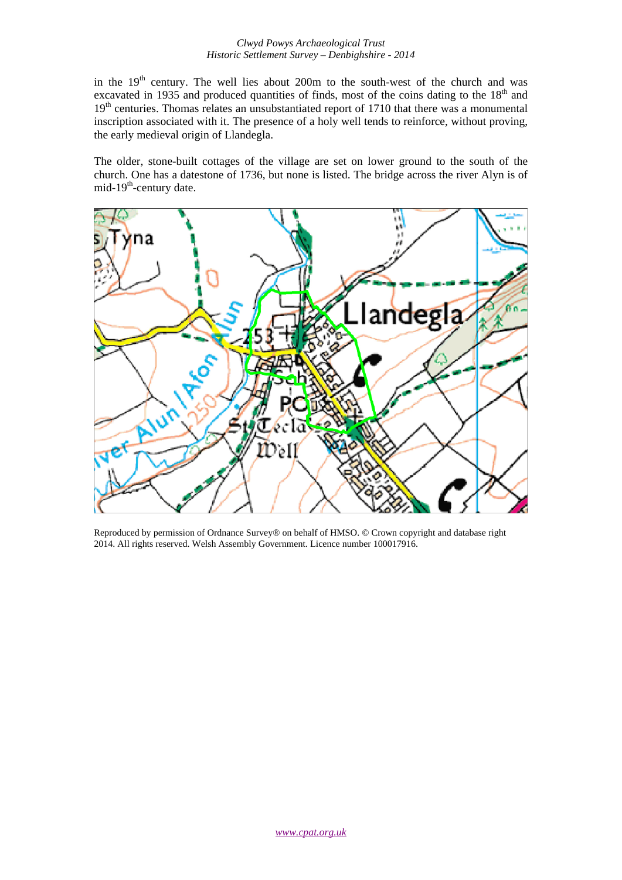in the 19th century. The well lies about 200m to the south-west of the church and was excavated in 1935 and produced quantities of finds, most of the coins dating to the 18th and 19th centuries. Thomas relates an unsubstantiated report of 1710 that there was a monumental inscription associated with it. The presence of a holy well tends to reinforce, without proving, the early medieval origin of Llandegla.

The older, stone-built cottages of the village are set on lower ground to the south of the church. One has a datestone of 1736, but none is listed. The bridge across the river Alyn is of mid-19th-century date.

Reproduced by permission of Ordnance Survey® on behalf of HMSO. © Crown copyright and database right 2014. All rights reserved. Welsh Assembly Government. Licence number 100017916.